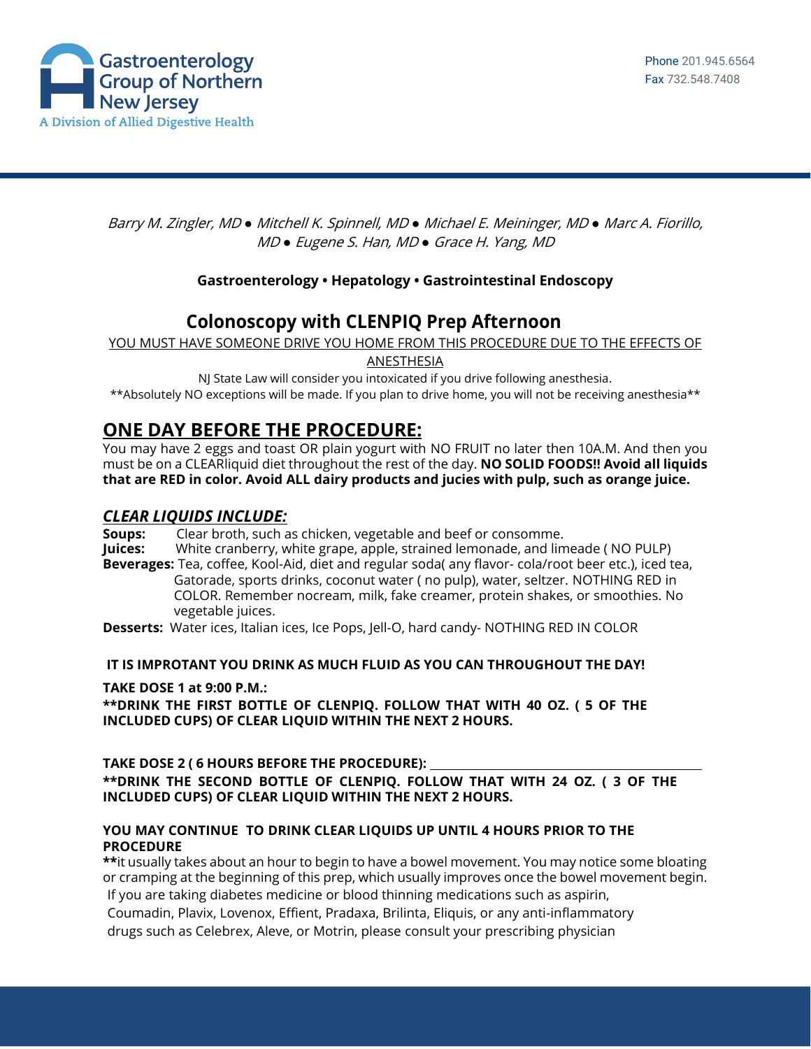Gastroenterology Group of Northern New Jersey
A Division of Allied Digestive Health

Phone 201.945.6564
Fax 732.548.7408

*Barry M. Zingler, MD ● Mitchell K. Spinnell, MD ● Michael E. Meininger, MD ● Marc A. Fiorillo, MD ● Eugene S. Han, MD ● Grace H. Yang, MD*

**Gastroenterology • Hepatology • Gastrointestinal Endoscopy**

# Colonoscopy with CLENPIQ Prep Afternoon

<u>YOU MUST HAVE SOMEONE DRIVE YOU HOME FROM THIS PROCEDURE DUE TO THE EFFECTS OF ANESTHESIA</u>

NJ State Law will consider you intoxicated if you drive following anesthesia.

**Absolutely NO exceptions will be made. If you plan to drive home, you will not be receiving anesthesia**

## <u>ONE DAY BEFORE THE PROCEDURE:</u>

You may have 2 eggs and toast OR plain yogurt with NO FRUIT no later then 10A.M. And then you must be on a CLEARliquid diet throughout the rest of the day. **NO SOLID FOODS!! Avoid all liquids that are RED in color. Avoid ALL dairy products and jucies with pulp, such as orange juice.**

### <u>*CLEAR LIQUIDS INCLUDE:*</u>

**Soups:** Clear broth, such as chicken, vegetable and beef or consomme.
**Juices:** White cranberry, white grape, apple, strained lemonade, and limeade ( NO PULP)
**Beverages:** Tea, coffee, Kool-Aid, diet and regular soda( any flavor- cola/root beer etc.), iced tea, Gatorade, sports drinks, coconut water ( no pulp), water, seltzer. NOTHING RED in COLOR. Remember nocream, milk, fake creamer, protein shakes, or smoothies. No vegetable juices.
**Desserts:** Water ices, Italian ices, Ice Pops, Jell-O, hard candy- NOTHING RED IN COLOR

**IT IS IMPROTANT YOU DRINK AS MUCH FLUID AS YOU CAN THROUGHOUT THE DAY!**

**TAKE DOSE 1 at 9:00 P.M.:**
**\*\*DRINK THE FIRST BOTTLE OF CLENPIQ. FOLLOW THAT WITH 40 OZ. ( 5 OF THE INCLUDED CUPS) OF CLEAR LIQUID WITHIN THE NEXT 2 HOURS.**

**TAKE DOSE 2 ( 6 HOURS BEFORE THE PROCEDURE):** ____________________
**\*\*DRINK THE SECOND BOTTLE OF CLENPIQ. FOLLOW THAT WITH 24 OZ. ( 3 OF THE INCLUDED CUPS) OF CLEAR LIQUID WITHIN THE NEXT 2 HOURS.**

**YOU MAY CONTINUE TO DRINK CLEAR LIQUIDS UP UNTIL 4 HOURS PRIOR TO THE PROCEDURE**
**\*\***it usually takes about an hour to begin to have a bowel movement. You may notice some bloating or cramping at the beginning of this prep, which usually improves once the bowel movement begin.
If you are taking diabetes medicine or blood thinning medications such as aspirin, Coumadin, Plavix, Lovenox, Effient, Pradaxa, Brilinta, Eliquis, or any anti-inflammatory drugs such as Celebrex, Aleve, or Motrin, please consult your prescribing physician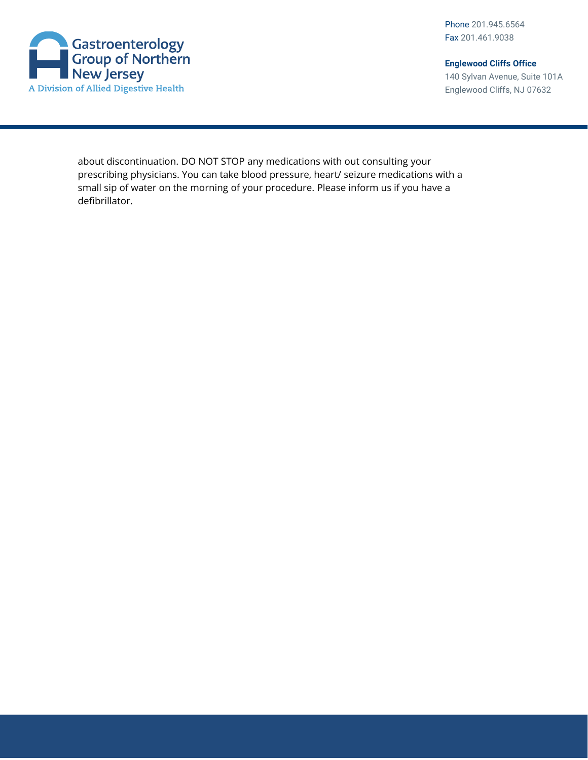about discontinuation. DO NOT STOP any medications with out consulting your prescribing physicians. You can take blood pressure, heart/ seizure medications with a small sip of water on the morning of your procedure. Please inform us if you have a defibrillator.